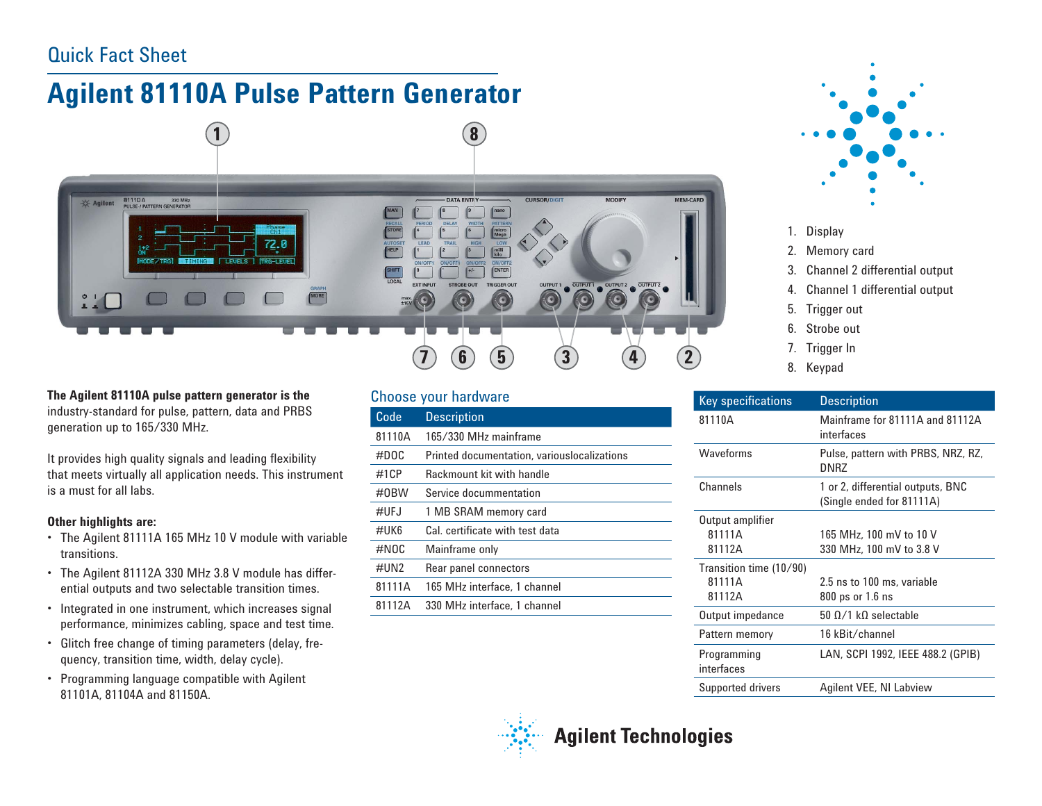Quick Fact Sheet

# Agilent 81110A Pulse Pattern Generator

1. Display
2. Memory card
3. Channel 2 differential output
4. Channel 1 differential output
5. Trigger out
6. Strobe out
7. Trigger In
8. Keypad

**The Agilent 81110A pulse pattern generator is the** industry-standard for pulse, pattern, data and PRBS generation up to 165/330 MHz.

It provides high quality signals and leading flexibility that meets virtually all application needs. This instrument is a must for all labs.

**Other highlights are:**

- The Agilent 81111A 165 MHz 10 V module with variable transitions.
- The Agilent 81112A 330 MHz 3.8 V module has differential outputs and two selectable transition times.
- Integrated in one instrument, which increases signal performance, minimizes cabling, space and test time.
- Glitch free change of timing parameters (delay, frequency, transition time, width, delay cycle).
- Programming language compatible with Agilent 81101A, 81104A and 81150A.

## Choose your hardware

| Code | Description |
|---|---|
| 81110A | 165/330 MHz mainframe |
| #DOC | Printed documentation, variouslocalizations |
| #1CP | Rackmount kit with handle |
| #0BW | Service documentation |
| #UFJ | 1 MB SRAM memory card |
| #UK6 | Cal. certificate with test data |
| #NOC | Mainframe only |
| #UN2 | Rear panel connectors |
| 81111A | 165 MHz interface, 1 channel |
| 81112A | 330 MHz interface, 1 channel |

| Key specifications | Description |
|---|---|
| 81110A | Mainframe for 81111A and 81112A interfaces |
| Waveforms | Pulse, pattern with PRBS, NRZ, RZ, DNRZ |
| Channels | 1 or 2, differential outputs, BNC (Single ended for 81111A) |
| Output amplifier | |
| 81111A | 165 MHz, 100 mV to 10 V |
| 81112A | 330 MHz, 100 mV to 3.8 V |
| Transition time (10/90) | |
| 81111A | 2.5 ns to 100 ms, variable |
| 81112A | 800 ps or 1.6 ns |
| Output impedance | 50 Ω/1 kΩ selectable |
| Pattern memory | 16 kBit/channel |
| Programming interfaces | LAN, SCPI 1992, IEEE 488.2 (GPIB) |
| Supported drivers | Agilent VEE, NI Labview |

Agilent Technologies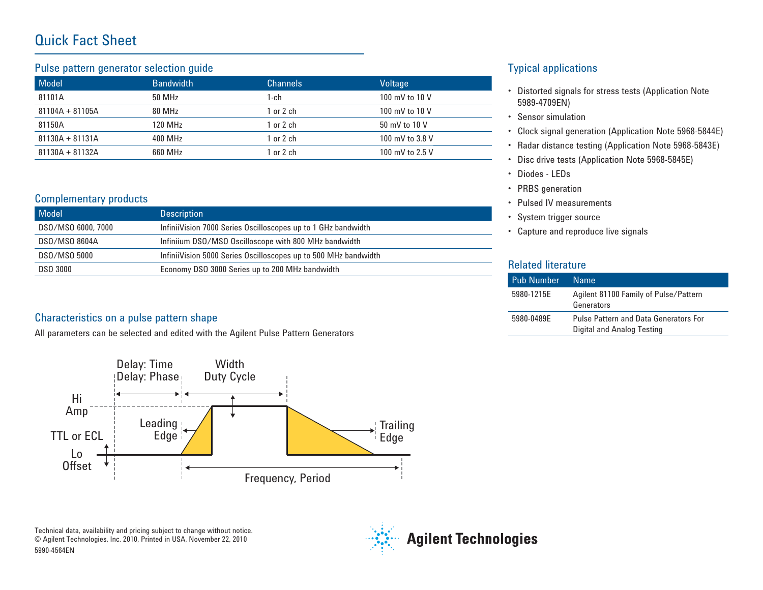# Quick Fact Sheet

## Pulse pattern generator selection guide

| Model | Bandwidth | Channels | Voltage |
|---|---|---|---|
| 81101A | 50 MHz | 1-ch | 100 mV to 10 V |
| 81104A + 81105A | 80 MHz | 1 or 2 ch | 100 mV to 10 V |
| 81150A | 120 MHz | 1 or 2 ch | 50 mV to 10 V |
| 81130A + 81131A | 400 MHz | 1 or 2 ch | 100 mV to 3.8 V |
| 81130A + 81132A | 660 MHz | 1 or 2 ch | 100 mV to 2.5 V |

## Complementary products

| Model | Description |
|---|---|
| DSO/MSO 6000, 7000 | InfiniiVision 7000 Series Oscilloscopes up to 1 GHz bandwidth |
| DSO/MSO 8604A | Infiniium DSO/MSO Oscilloscope with 800 MHz bandwidth |
| DSO/MSO 5000 | InfiniiVision 5000 Series Oscilloscopes up to 500 MHz bandwidth |
| DSO 3000 | Economy DSO 3000 Series up to 200 MHz bandwidth |

## Characteristics on a pulse pattern shape

All parameters can be selected and edited with the Agilent Pulse Pattern Generators

Delay: Time
Delay: Phase
Width
Duty Cycle
Hi
Amp
Leading
Edge
TTL or ECL
Lo
Offset
Trailing
Edge
Frequency, Period

## Typical applications

- Distorted signals for stress tests (Application Note 5989-4709EN)
- Sensor simulation
- Clock signal generation (Application Note 5968-5844E)
- Radar distance testing (Application Note 5968-5843E)
- Disc drive tests (Application Note 5968-5845E)
- Diodes - LEDs
- PRBS generation
- Pulsed IV measurements
- System trigger source
- Capture and reproduce live signals

## Related literature

| Pub Number | Name |
|---|---|
| 5980-1215E | Agilent 81100 Family of Pulse/Pattern Generators |
| 5980-0489E | Pulse Pattern and Data Generators For Digital and Analog Testing |

Technical data, availability and pricing subject to change without notice.
© Agilent Technologies, Inc. 2010, Printed in USA, November 22, 2010
5990-4564EN

Agilent Technologies